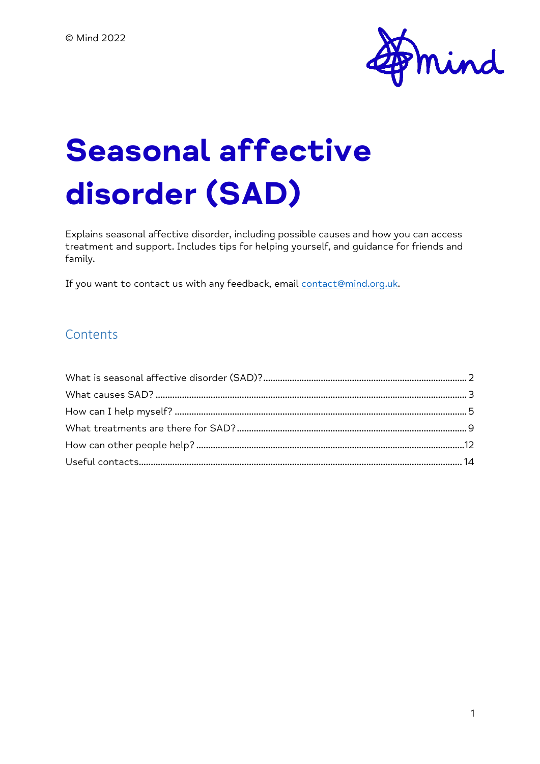© Mind 2022

# Seasonal affective disorder (SAD)

Explains seasonal affective disorder, including possible causes and how you can access treatment and support. Includes tips for helping yourself, and guidance for friends and family.

If you want to contact us with any feedback, email [contact@mind.org.uk](mailto:contact@mind.org.uk).

## Contents

What is seasonal affective disorder (SAD)? .......... 2
What causes SAD? .......... 3
How can I help myself? .......... 5
What treatments are there for SAD? .......... 9
How can other people help? .......... 12
Useful contacts .......... 14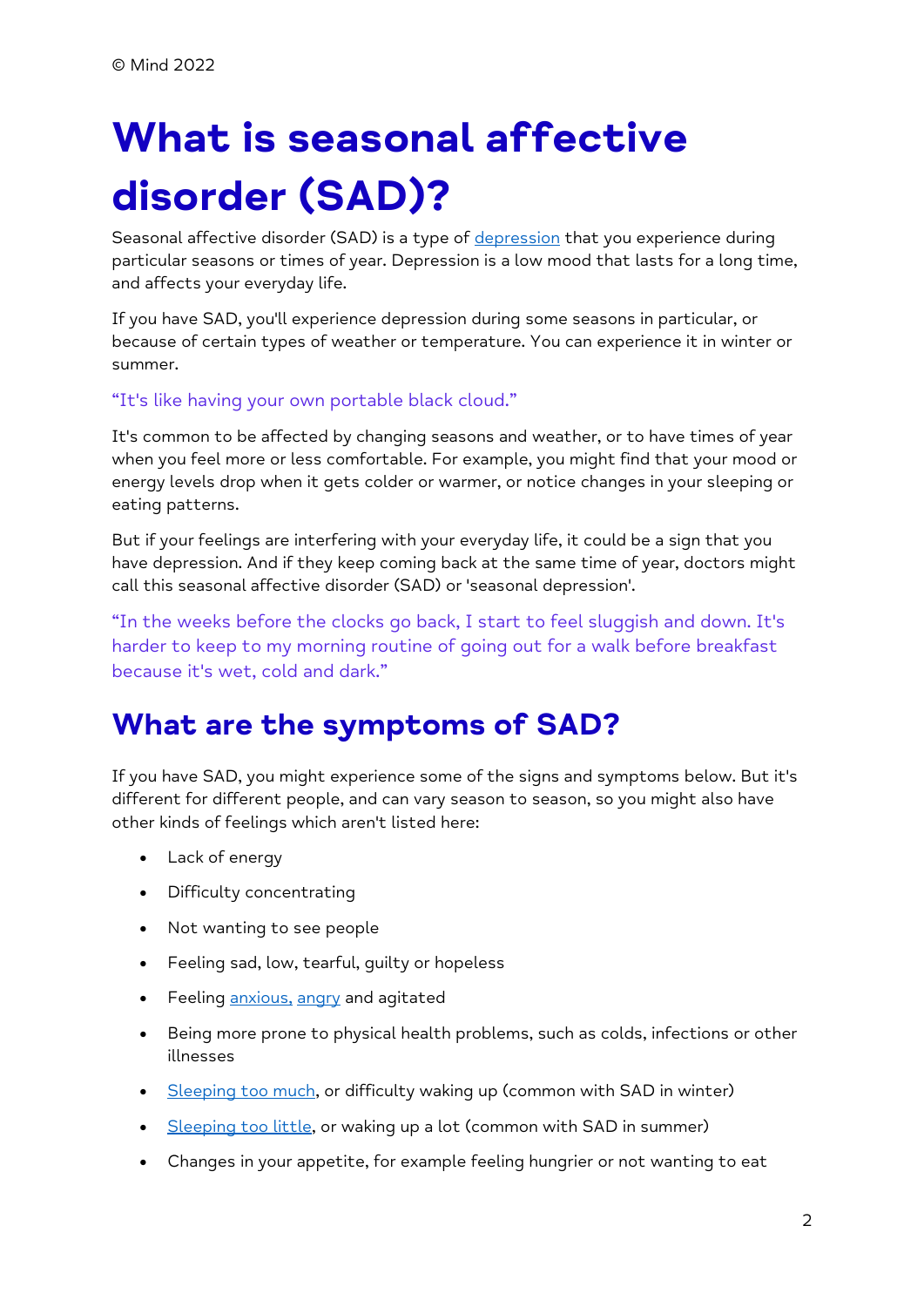© Mind 2022

# What is seasonal affective disorder (SAD)?

Seasonal affective disorder (SAD) is a type of depression that you experience during particular seasons or times of year. Depression is a low mood that lasts for a long time, and affects your everyday life.

If you have SAD, you'll experience depression during some seasons in particular, or because of certain types of weather or temperature. You can experience it in winter or summer.

"It's like having your own portable black cloud."

It's common to be affected by changing seasons and weather, or to have times of year when you feel more or less comfortable. For example, you might find that your mood or energy levels drop when it gets colder or warmer, or notice changes in your sleeping or eating patterns.

But if your feelings are interfering with your everyday life, it could be a sign that you have depression. And if they keep coming back at the same time of year, doctors might call this seasonal affective disorder (SAD) or 'seasonal depression'.

"In the weeks before the clocks go back, I start to feel sluggish and down. It's harder to keep to my morning routine of going out for a walk before breakfast because it's wet, cold and dark."

## What are the symptoms of SAD?

If you have SAD, you might experience some of the signs and symptoms below. But it's different for different people, and can vary season to season, so you might also have other kinds of feelings which aren't listed here:

- Lack of energy
- Difficulty concentrating
- Not wanting to see people
- Feeling sad, low, tearful, guilty or hopeless
- Feeling anxious, angry and agitated
- Being more prone to physical health problems, such as colds, infections or other illnesses
- Sleeping too much, or difficulty waking up (common with SAD in winter)
- Sleeping too little, or waking up a lot (common with SAD in summer)
- Changes in your appetite, for example feeling hungrier or not wanting to eat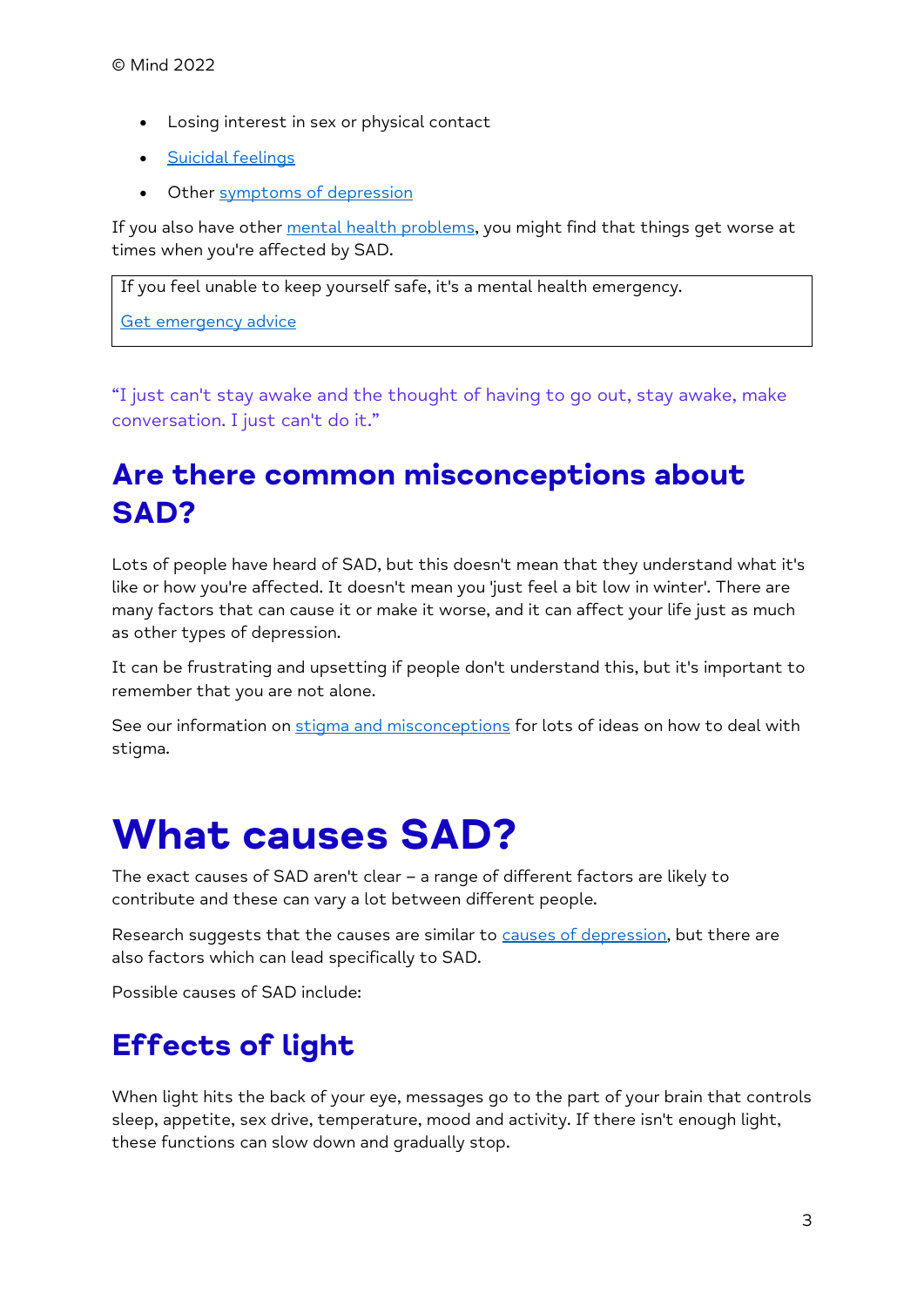- Losing interest in sex or physical contact
- Suicidal feelings
- Other symptoms of depression

If you also have other mental health problems, you might find that things get worse at times when you're affected by SAD.

> If you feel unable to keep yourself safe, it's a mental health emergency.
>
> Get emergency advice

"I just can't stay awake and the thought of having to go out, stay awake, make conversation. I just can't do it."

## Are there common misconceptions about SAD?

Lots of people have heard of SAD, but this doesn't mean that they understand what it's like or how you're affected. It doesn't mean you 'just feel a bit low in winter'. There are many factors that can cause it or make it worse, and it can affect your life just as much as other types of depression.

It can be frustrating and upsetting if people don't understand this, but it's important to remember that you are not alone.

See our information on stigma and misconceptions for lots of ideas on how to deal with stigma.

# What causes SAD?

The exact causes of SAD aren't clear – a range of different factors are likely to contribute and these can vary a lot between different people.

Research suggests that the causes are similar to causes of depression, but there are also factors which can lead specifically to SAD.

Possible causes of SAD include:

## Effects of light

When light hits the back of your eye, messages go to the part of your brain that controls sleep, appetite, sex drive, temperature, mood and activity. If there isn't enough light, these functions can slow down and gradually stop.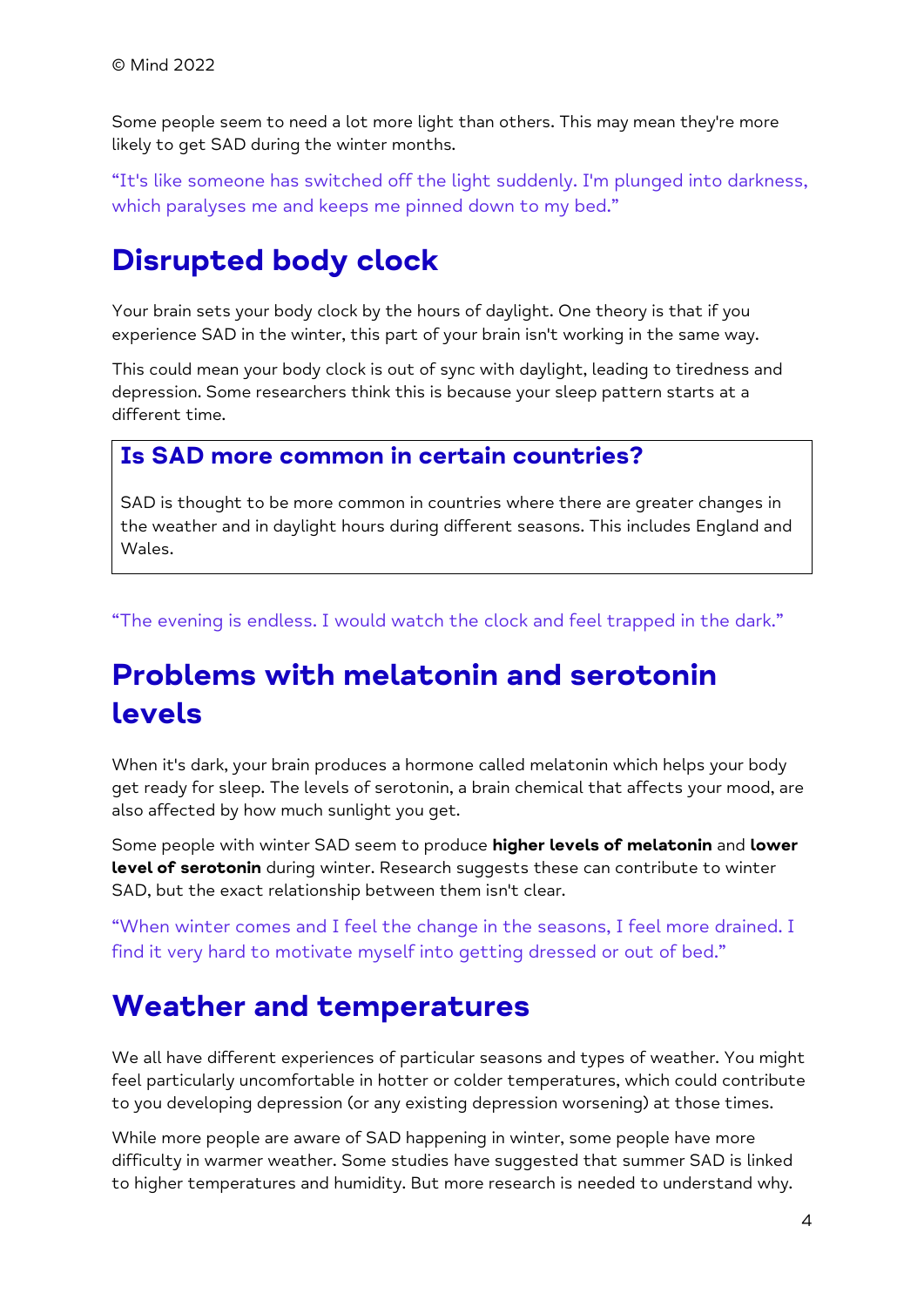Some people seem to need a lot more light than others. This may mean they're more likely to get SAD during the winter months.

"It's like someone has switched off the light suddenly. I'm plunged into darkness, which paralyses me and keeps me pinned down to my bed."

## Disrupted body clock

Your brain sets your body clock by the hours of daylight. One theory is that if you experience SAD in the winter, this part of your brain isn't working in the same way.

This could mean your body clock is out of sync with daylight, leading to tiredness and depression. Some researchers think this is because your sleep pattern starts at a different time.

### Is SAD more common in certain countries?

SAD is thought to be more common in countries where there are greater changes in the weather and in daylight hours during different seasons. This includes England and Wales.

"The evening is endless. I would watch the clock and feel trapped in the dark."

## Problems with melatonin and serotonin levels

When it's dark, your brain produces a hormone called melatonin which helps your body get ready for sleep. The levels of serotonin, a brain chemical that affects your mood, are also affected by how much sunlight you get.

Some people with winter SAD seem to produce **higher levels of melatonin** and **lower level of serotonin** during winter. Research suggests these can contribute to winter SAD, but the exact relationship between them isn't clear.

"When winter comes and I feel the change in the seasons, I feel more drained. I find it very hard to motivate myself into getting dressed or out of bed."

## Weather and temperatures

We all have different experiences of particular seasons and types of weather. You might feel particularly uncomfortable in hotter or colder temperatures, which could contribute to you developing depression (or any existing depression worsening) at those times.

While more people are aware of SAD happening in winter, some people have more difficulty in warmer weather. Some studies have suggested that summer SAD is linked to higher temperatures and humidity. But more research is needed to understand why.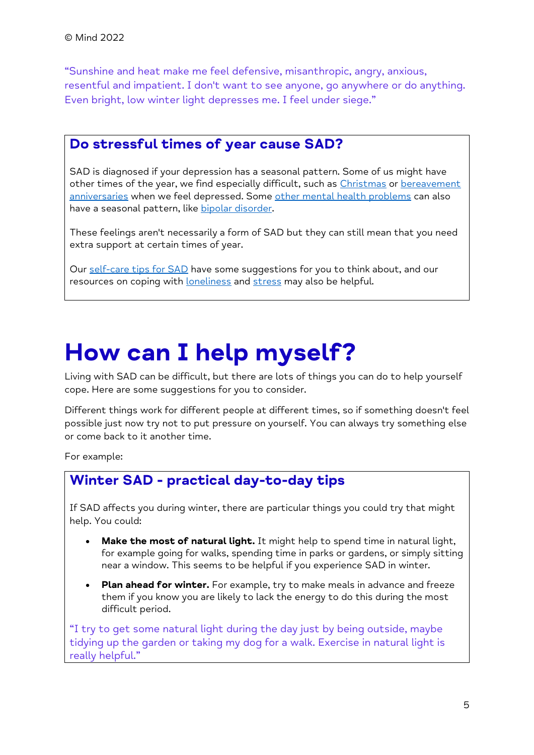© Mind 2022

"Sunshine and heat make me feel defensive, misanthropic, angry, anxious, resentful and impatient. I don't want to see anyone, go anywhere or do anything. Even bright, low winter light depresses me. I feel under siege."

## Do stressful times of year cause SAD?

SAD is diagnosed if your depression has a seasonal pattern. Some of us might have other times of the year, we find especially difficult, such as Christmas or bereavement anniversaries when we feel depressed. Some other mental health problems can also have a seasonal pattern, like bipolar disorder.

These feelings aren't necessarily a form of SAD but they can still mean that you need extra support at certain times of year.

Our self-care tips for SAD have some suggestions for you to think about, and our resources on coping with loneliness and stress may also be helpful.

# How can I help myself?

Living with SAD can be difficult, but there are lots of things you can do to help yourself cope. Here are some suggestions for you to consider.

Different things work for different people at different times, so if something doesn't feel possible just now try not to put pressure on yourself. You can always try something else or come back to it another time.

For example:

## Winter SAD - practical day-to-day tips

If SAD affects you during winter, there are particular things you could try that might help. You could:

- **Make the most of natural light.** It might help to spend time in natural light, for example going for walks, spending time in parks or gardens, or simply sitting near a window. This seems to be helpful if you experience SAD in winter.
- **Plan ahead for winter.** For example, try to make meals in advance and freeze them if you know you are likely to lack the energy to do this during the most difficult period.

"I try to get some natural light during the day just by being outside, maybe tidying up the garden or taking my dog for a walk. Exercise in natural light is really helpful."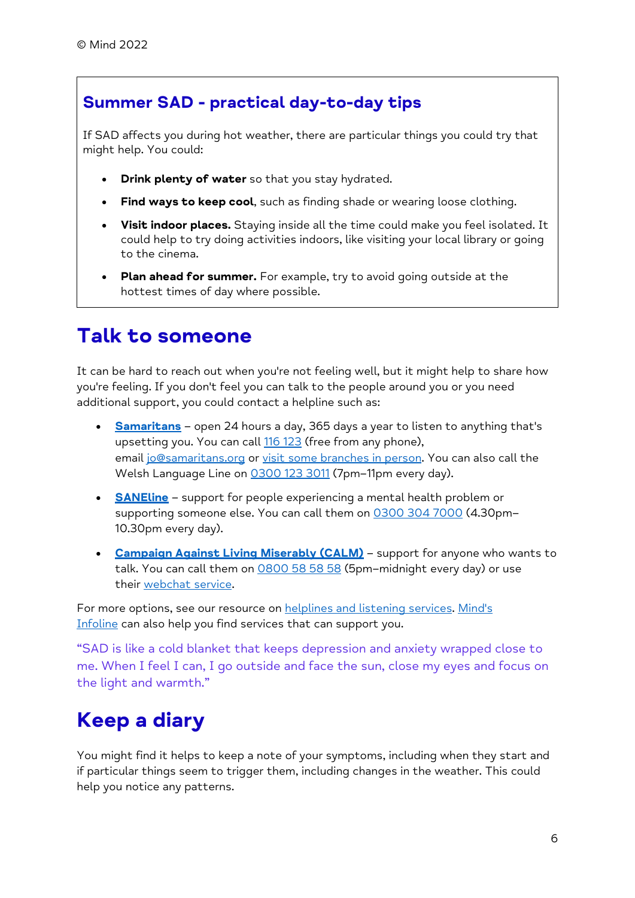© Mind 2022

### Summer SAD - practical day-to-day tips

If SAD affects you during hot weather, there are particular things you could try that might help. You could:

- **Drink plenty of water** so that you stay hydrated.
- **Find ways to keep cool**, such as finding shade or wearing loose clothing.
- **Visit indoor places.** Staying inside all the time could make you feel isolated. It could help to try doing activities indoors, like visiting your local library or going to the cinema.
- **Plan ahead for summer.** For example, try to avoid going outside at the hottest times of day where possible.

## Talk to someone

It can be hard to reach out when you're not feeling well, but it might help to share how you're feeling. If you don't feel you can talk to the people around you or you need additional support, you could contact a helpline such as:

- **Samaritans** – open 24 hours a day, 365 days a year to listen to anything that's upsetting you. You can call 116 123 (free from any phone), email jo@samaritans.org or visit some branches in person. You can also call the Welsh Language Line on 0300 123 3011 (7pm–11pm every day).
- **SANEline** – support for people experiencing a mental health problem or supporting someone else. You can call them on 0300 304 7000 (4.30pm–10.30pm every day).
- **Campaign Against Living Miserably (CALM)** – support for anyone who wants to talk. You can call them on 0800 58 58 58 (5pm–midnight every day) or use their webchat service.

For more options, see our resource on helplines and listening services. Mind's Infoline can also help you find services that can support you.

"SAD is like a cold blanket that keeps depression and anxiety wrapped close to me. When I feel I can, I go outside and face the sun, close my eyes and focus on the light and warmth."

## Keep a diary

You might find it helps to keep a note of your symptoms, including when they start and if particular things seem to trigger them, including changes in the weather. This could help you notice any patterns.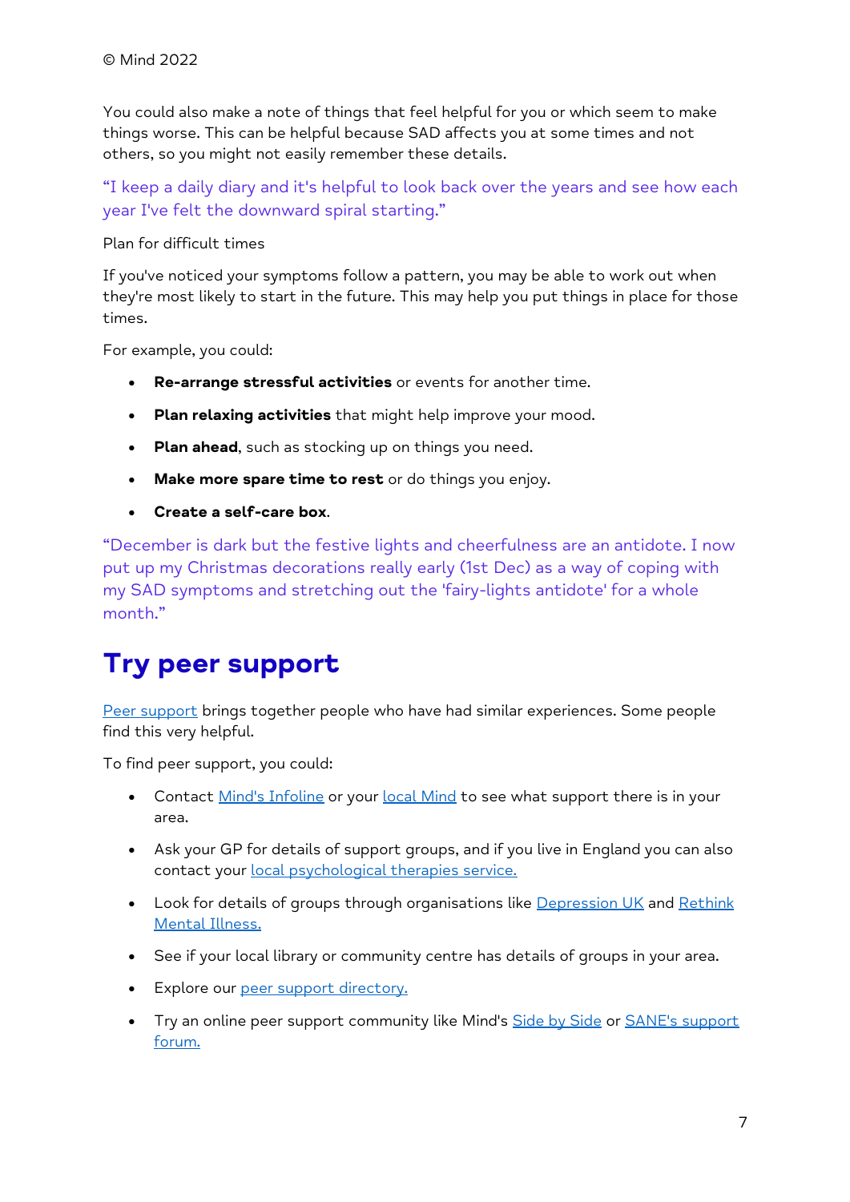You could also make a note of things that feel helpful for you or which seem to make things worse. This can be helpful because SAD affects you at some times and not others, so you might not easily remember these details.

"I keep a daily diary and it's helpful to look back over the years and see how each year I've felt the downward spiral starting."

Plan for difficult times

If you've noticed your symptoms follow a pattern, you may be able to work out when they're most likely to start in the future. This may help you put things in place for those times.

For example, you could:

- **Re-arrange stressful activities** or events for another time.
- **Plan relaxing activities** that might help improve your mood.
- **Plan ahead**, such as stocking up on things you need.
- **Make more spare time to rest** or do things you enjoy.
- **Create a self-care box**.

"December is dark but the festive lights and cheerfulness are an antidote. I now put up my Christmas decorations really early (1st Dec) as a way of coping with my SAD symptoms and stretching out the 'fairy-lights antidote' for a whole month."

## Try peer support

Peer support brings together people who have had similar experiences. Some people find this very helpful.

To find peer support, you could:

- Contact Mind's Infoline or your local Mind to see what support there is in your area.
- Ask your GP for details of support groups, and if you live in England you can also contact your local psychological therapies service.
- Look for details of groups through organisations like Depression UK and Rethink Mental Illness.
- See if your local library or community centre has details of groups in your area.
- Explore our peer support directory.
- Try an online peer support community like Mind's Side by Side or SANE's support forum.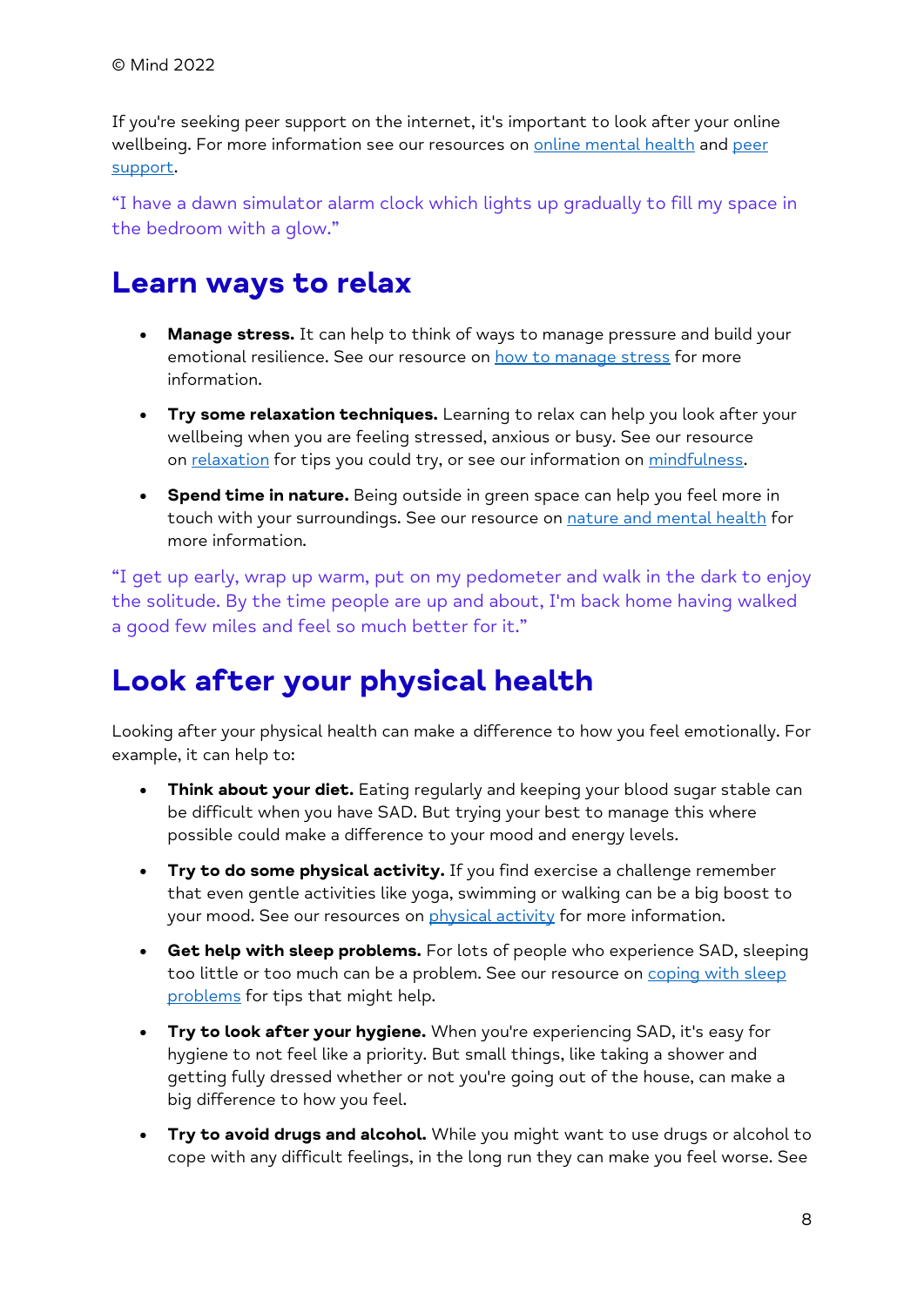© Mind 2022

If you're seeking peer support on the internet, it's important to look after your online wellbeing. For more information see our resources on online mental health and peer support.

"I have a dawn simulator alarm clock which lights up gradually to fill my space in the bedroom with a glow."

## Learn ways to relax

- **Manage stress.** It can help to think of ways to manage pressure and build your emotional resilience. See our resource on how to manage stress for more information.
- **Try some relaxation techniques.** Learning to relax can help you look after your wellbeing when you are feeling stressed, anxious or busy. See our resource on relaxation for tips you could try, or see our information on mindfulness.
- **Spend time in nature.** Being outside in green space can help you feel more in touch with your surroundings. See our resource on nature and mental health for more information.

"I get up early, wrap up warm, put on my pedometer and walk in the dark to enjoy the solitude. By the time people are up and about, I'm back home having walked a good few miles and feel so much better for it."

## Look after your physical health

Looking after your physical health can make a difference to how you feel emotionally. For example, it can help to:

- **Think about your diet.** Eating regularly and keeping your blood sugar stable can be difficult when you have SAD. But trying your best to manage this where possible could make a difference to your mood and energy levels.
- **Try to do some physical activity.** If you find exercise a challenge remember that even gentle activities like yoga, swimming or walking can be a big boost to your mood. See our resources on physical activity for more information.
- **Get help with sleep problems.** For lots of people who experience SAD, sleeping too little or too much can be a problem. See our resource on coping with sleep problems for tips that might help.
- **Try to look after your hygiene.** When you're experiencing SAD, it's easy for hygiene to not feel like a priority. But small things, like taking a shower and getting fully dressed whether or not you're going out of the house, can make a big difference to how you feel.
- **Try to avoid drugs and alcohol.** While you might want to use drugs or alcohol to cope with any difficult feelings, in the long run they can make you feel worse. See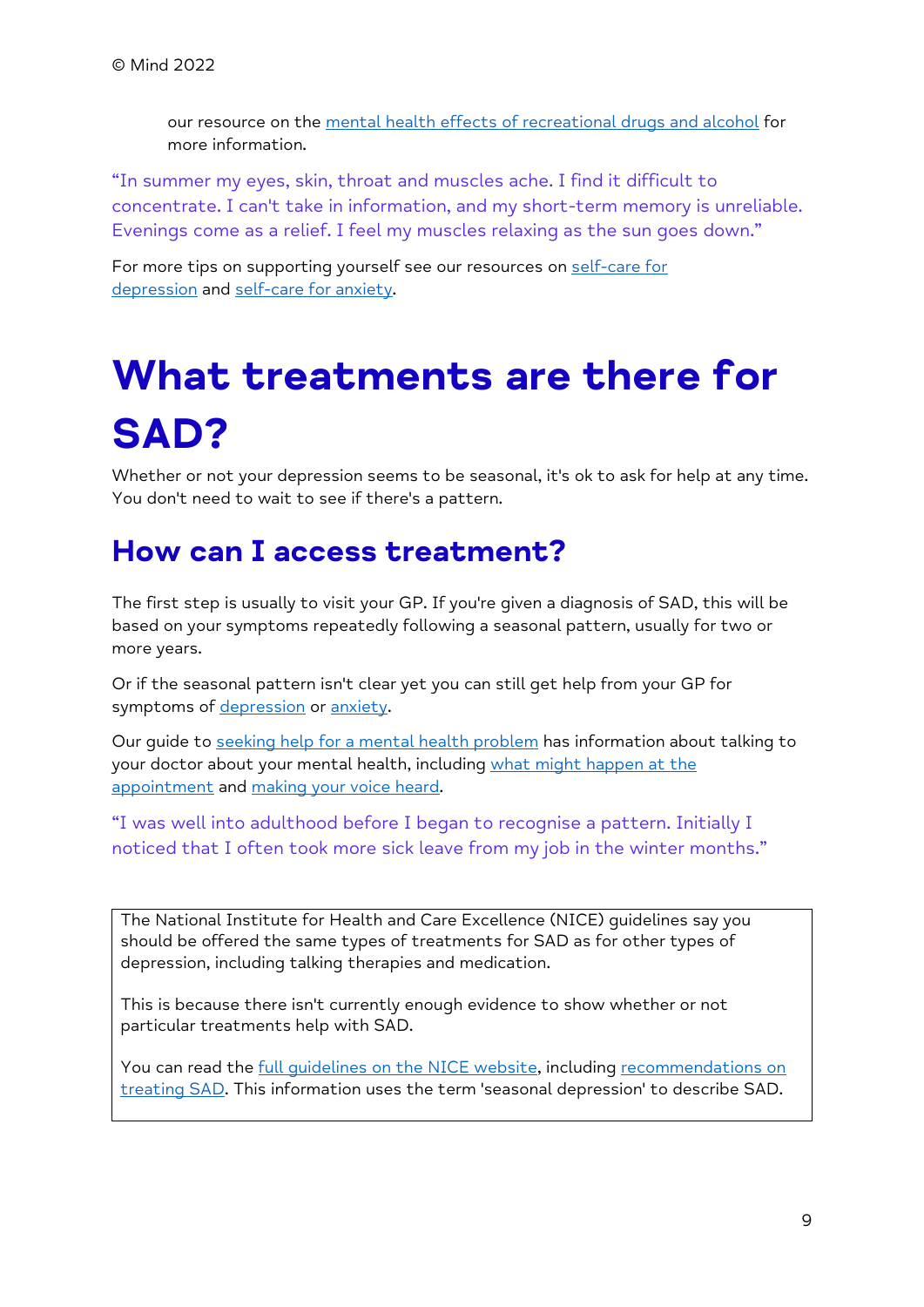our resource on the mental health effects of recreational drugs and alcohol for more information.

"In summer my eyes, skin, throat and muscles ache. I find it difficult to concentrate. I can't take in information, and my short-term memory is unreliable. Evenings come as a relief. I feel my muscles relaxing as the sun goes down."

For more tips on supporting yourself see our resources on self-care for depression and self-care for anxiety.

# What treatments are there for SAD?

Whether or not your depression seems to be seasonal, it's ok to ask for help at any time. You don't need to wait to see if there's a pattern.

## How can I access treatment?

The first step is usually to visit your GP. If you're given a diagnosis of SAD, this will be based on your symptoms repeatedly following a seasonal pattern, usually for two or more years.

Or if the seasonal pattern isn't clear yet you can still get help from your GP for symptoms of depression or anxiety.

Our guide to seeking help for a mental health problem has information about talking to your doctor about your mental health, including what might happen at the appointment and making your voice heard.

"I was well into adulthood before I began to recognise a pattern. Initially I noticed that I often took more sick leave from my job in the winter months."

The National Institute for Health and Care Excellence (NICE) guidelines say you should be offered the same types of treatments for SAD as for other types of depression, including talking therapies and medication.

This is because there isn't currently enough evidence to show whether or not particular treatments help with SAD.

You can read the full guidelines on the NICE website, including recommendations on treating SAD. This information uses the term 'seasonal depression' to describe SAD.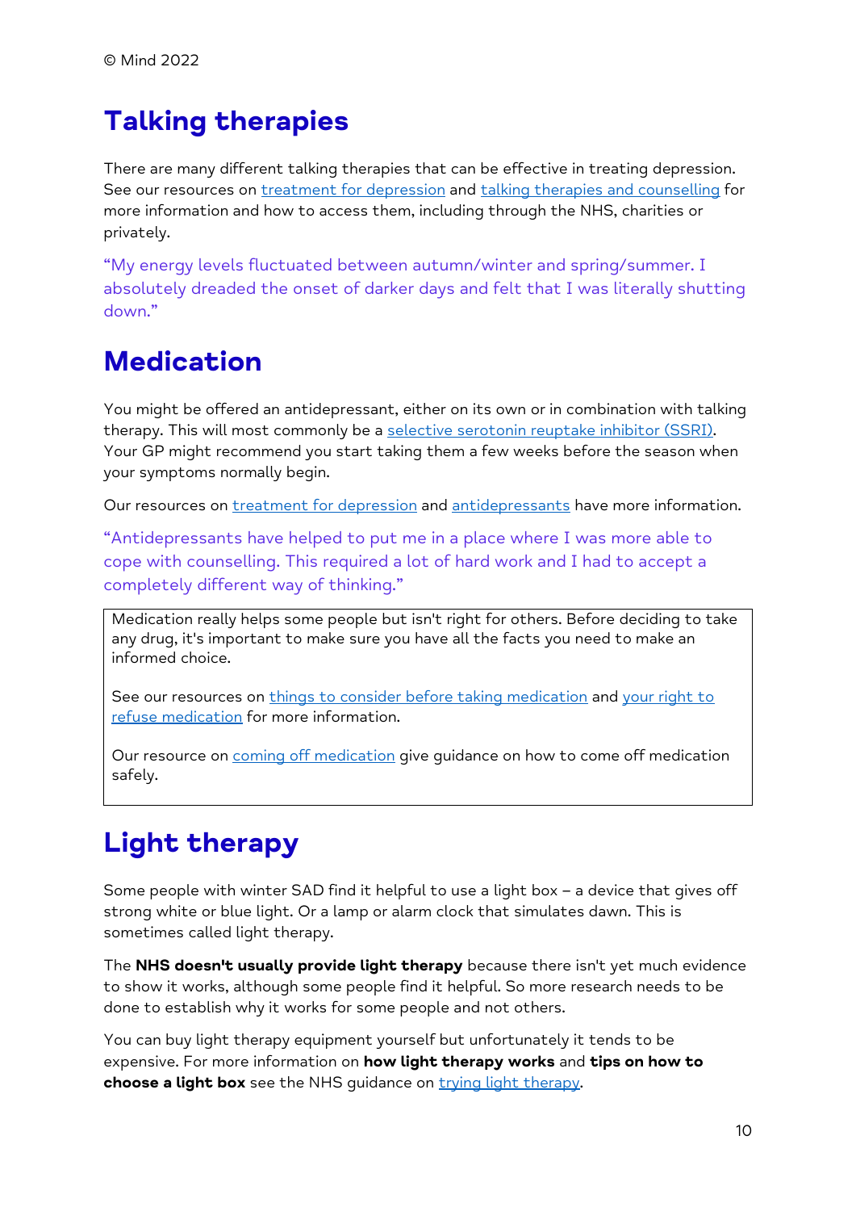© Mind 2022

## Talking therapies

There are many different talking therapies that can be effective in treating depression. See our resources on treatment for depression and talking therapies and counselling for more information and how to access them, including through the NHS, charities or privately.

"My energy levels fluctuated between autumn/winter and spring/summer. I absolutely dreaded the onset of darker days and felt that I was literally shutting down."

## Medication

You might be offered an antidepressant, either on its own or in combination with talking therapy. This will most commonly be a selective serotonin reuptake inhibitor (SSRI). Your GP might recommend you start taking them a few weeks before the season when your symptoms normally begin.

Our resources on treatment for depression and antidepressants have more information.

"Antidepressants have helped to put me in a place where I was more able to cope with counselling. This required a lot of hard work and I had to accept a completely different way of thinking."

> Medication really helps some people but isn't right for others. Before deciding to take any drug, it's important to make sure you have all the facts you need to make an informed choice.
>
> See our resources on things to consider before taking medication and your right to refuse medication for more information.
>
> Our resource on coming off medication give guidance on how to come off medication safely.

## Light therapy

Some people with winter SAD find it helpful to use a light box – a device that gives off strong white or blue light. Or a lamp or alarm clock that simulates dawn. This is sometimes called light therapy.

The **NHS doesn't usually provide light therapy** because there isn't yet much evidence to show it works, although some people find it helpful. So more research needs to be done to establish why it works for some people and not others.

You can buy light therapy equipment yourself but unfortunately it tends to be expensive. For more information on **how light therapy works** and **tips on how to choose a light box** see the NHS guidance on trying light therapy.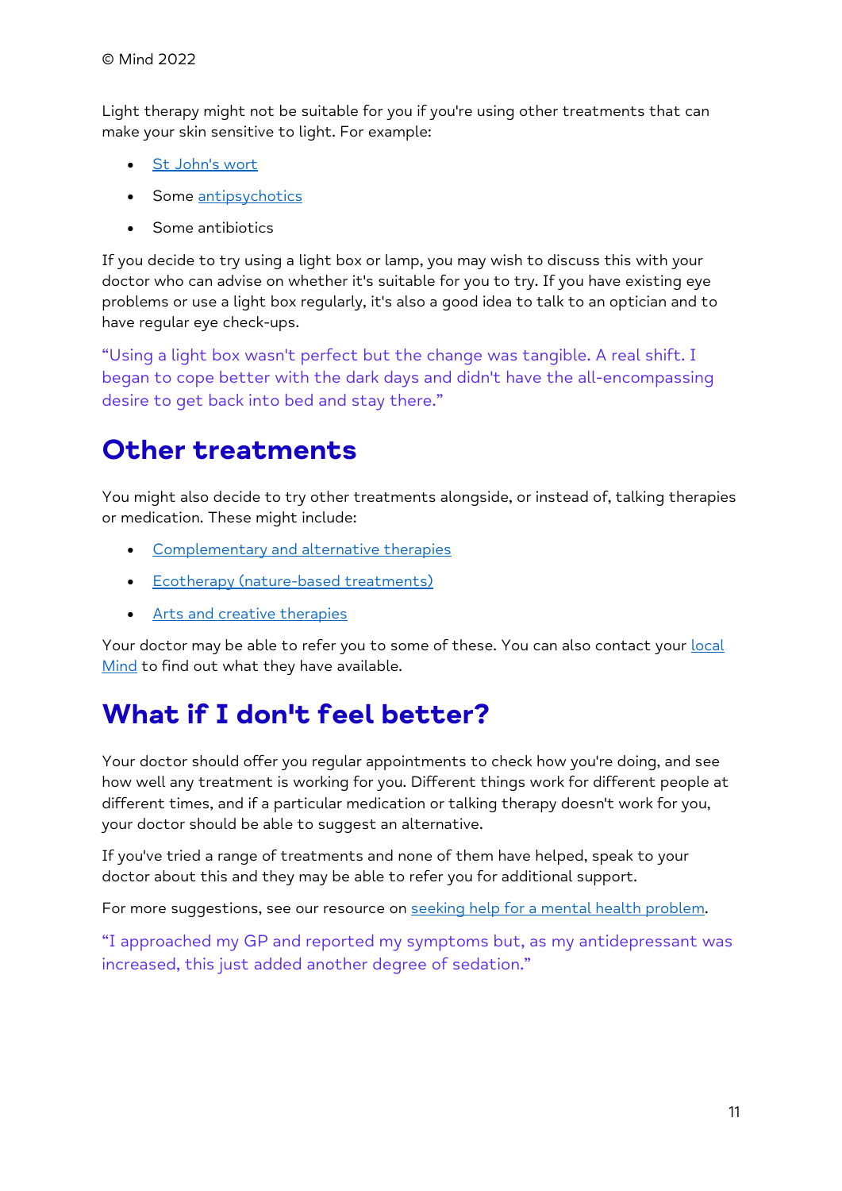Light therapy might not be suitable for you if you're using other treatments that can make your skin sensitive to light. For example:

- St John's wort
- Some antipsychotics
- Some antibiotics

If you decide to try using a light box or lamp, you may wish to discuss this with your doctor who can advise on whether it's suitable for you to try. If you have existing eye problems or use a light box regularly, it's also a good idea to talk to an optician and to have regular eye check-ups.

"Using a light box wasn't perfect but the change was tangible. A real shift. I began to cope better with the dark days and didn't have the all-encompassing desire to get back into bed and stay there."

## Other treatments

You might also decide to try other treatments alongside, or instead of, talking therapies or medication. These might include:

- Complementary and alternative therapies
- Ecotherapy (nature-based treatments)
- Arts and creative therapies

Your doctor may be able to refer you to some of these. You can also contact your local Mind to find out what they have available.

## What if I don't feel better?

Your doctor should offer you regular appointments to check how you're doing, and see how well any treatment is working for you. Different things work for different people at different times, and if a particular medication or talking therapy doesn't work for you, your doctor should be able to suggest an alternative.

If you've tried a range of treatments and none of them have helped, speak to your doctor about this and they may be able to refer you for additional support.

For more suggestions, see our resource on seeking help for a mental health problem.

"I approached my GP and reported my symptoms but, as my antidepressant was increased, this just added another degree of sedation."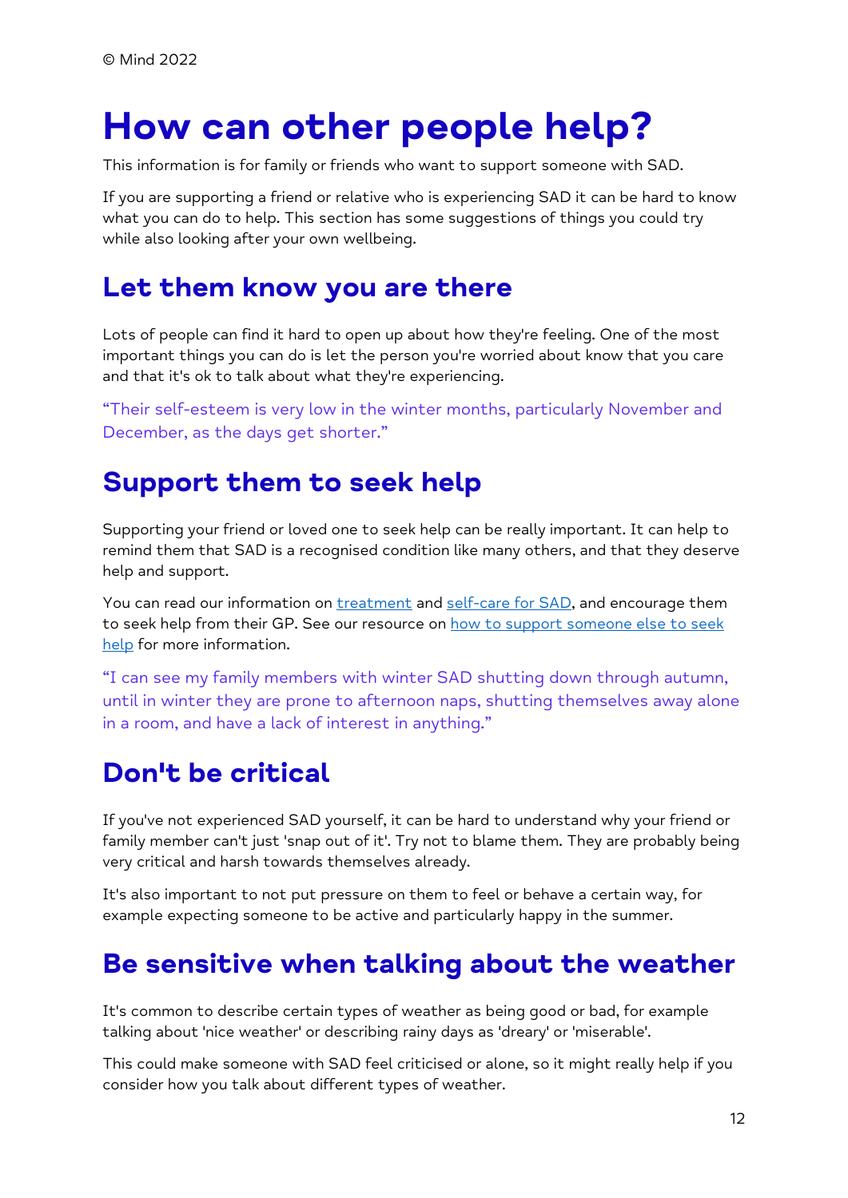© Mind 2022

# How can other people help?

This information is for family or friends who want to support someone with SAD.

If you are supporting a friend or relative who is experiencing SAD it can be hard to know what you can do to help. This section has some suggestions of things you could try while also looking after your own wellbeing.

## Let them know you are there

Lots of people can find it hard to open up about how they're feeling. One of the most important things you can do is let the person you're worried about know that you care and that it's ok to talk about what they're experiencing.

"Their self-esteem is very low in the winter months, particularly November and December, as the days get shorter."

## Support them to seek help

Supporting your friend or loved one to seek help can be really important. It can help to remind them that SAD is a recognised condition like many others, and that they deserve help and support.

You can read our information on treatment and self-care for SAD, and encourage them to seek help from their GP. See our resource on how to support someone else to seek help for more information.

"I can see my family members with winter SAD shutting down through autumn, until in winter they are prone to afternoon naps, shutting themselves away alone in a room, and have a lack of interest in anything."

## Don't be critical

If you've not experienced SAD yourself, it can be hard to understand why your friend or family member can't just 'snap out of it'. Try not to blame them. They are probably being very critical and harsh towards themselves already.

It's also important to not put pressure on them to feel or behave a certain way, for example expecting someone to be active and particularly happy in the summer.

## Be sensitive when talking about the weather

It's common to describe certain types of weather as being good or bad, for example talking about 'nice weather' or describing rainy days as 'dreary' or 'miserable'.

This could make someone with SAD feel criticised or alone, so it might really help if you consider how you talk about different types of weather.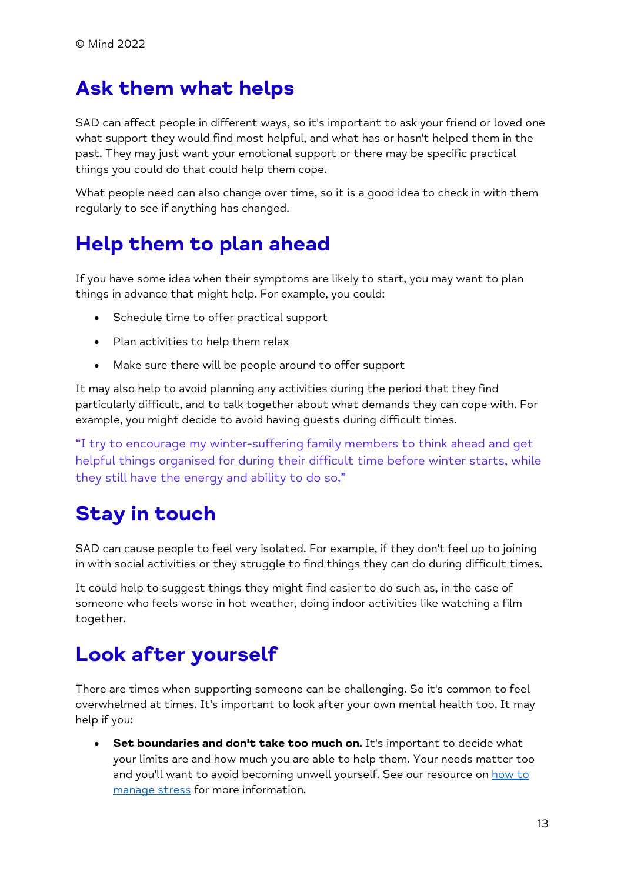## Ask them what helps

SAD can affect people in different ways, so it's important to ask your friend or loved one what support they would find most helpful, and what has or hasn't helped them in the past. They may just want your emotional support or there may be specific practical things you could do that could help them cope.

What people need can also change over time, so it is a good idea to check in with them regularly to see if anything has changed.

## Help them to plan ahead

If you have some idea when their symptoms are likely to start, you may want to plan things in advance that might help. For example, you could:

- Schedule time to offer practical support
- Plan activities to help them relax
- Make sure there will be people around to offer support

It may also help to avoid planning any activities during the period that they find particularly difficult, and to talk together about what demands they can cope with. For example, you might decide to avoid having guests during difficult times.

"I try to encourage my winter-suffering family members to think ahead and get helpful things organised for during their difficult time before winter starts, while they still have the energy and ability to do so."

## Stay in touch

SAD can cause people to feel very isolated. For example, if they don't feel up to joining in with social activities or they struggle to find things they can do during difficult times.

It could help to suggest things they might find easier to do such as, in the case of someone who feels worse in hot weather, doing indoor activities like watching a film together.

## Look after yourself

There are times when supporting someone can be challenging. So it's common to feel overwhelmed at times. It's important to look after your own mental health too. It may help if you:

- **Set boundaries and don't take too much on.** It's important to decide what your limits are and how much you are able to help them. Your needs matter too and you'll want to avoid becoming unwell yourself. See our resource on how to manage stress for more information.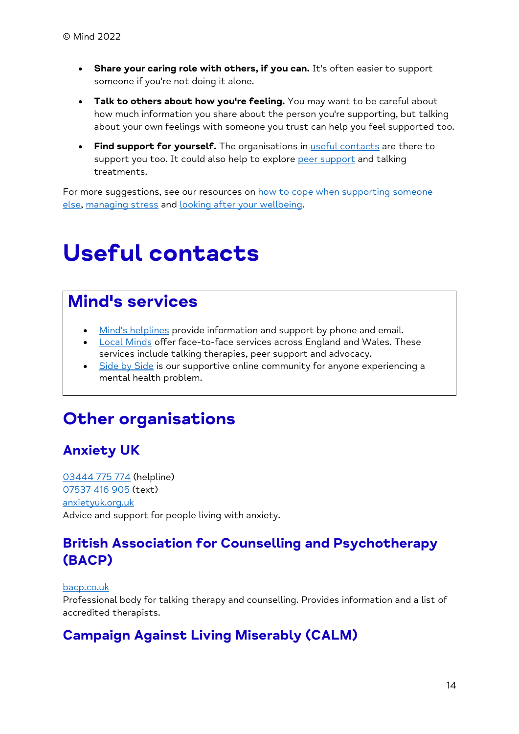- **Share your caring role with others, if you can.** It's often easier to support someone if you're not doing it alone.
- **Talk to others about how you're feeling.** You may want to be careful about how much information you share about the person you're supporting, but talking about your own feelings with someone you trust can help you feel supported too.
- **Find support for yourself.** The organisations in useful contacts are there to support you too. It could also help to explore peer support and talking treatments.

For more suggestions, see our resources on how to cope when supporting someone else, managing stress and looking after your wellbeing.

# Useful contacts

## Mind's services

- Mind's helplines provide information and support by phone and email.
- Local Minds offer face-to-face services across England and Wales. These services include talking therapies, peer support and advocacy.
- Side by Side is our supportive online community for anyone experiencing a mental health problem.

## Other organisations

### Anxiety UK

03444 775 774 (helpline)
07537 416 905 (text)
anxietyuk.org.uk
Advice and support for people living with anxiety.

### British Association for Counselling and Psychotherapy (BACP)

bacp.co.uk
Professional body for talking therapy and counselling. Provides information and a list of accredited therapists.

### Campaign Against Living Miserably (CALM)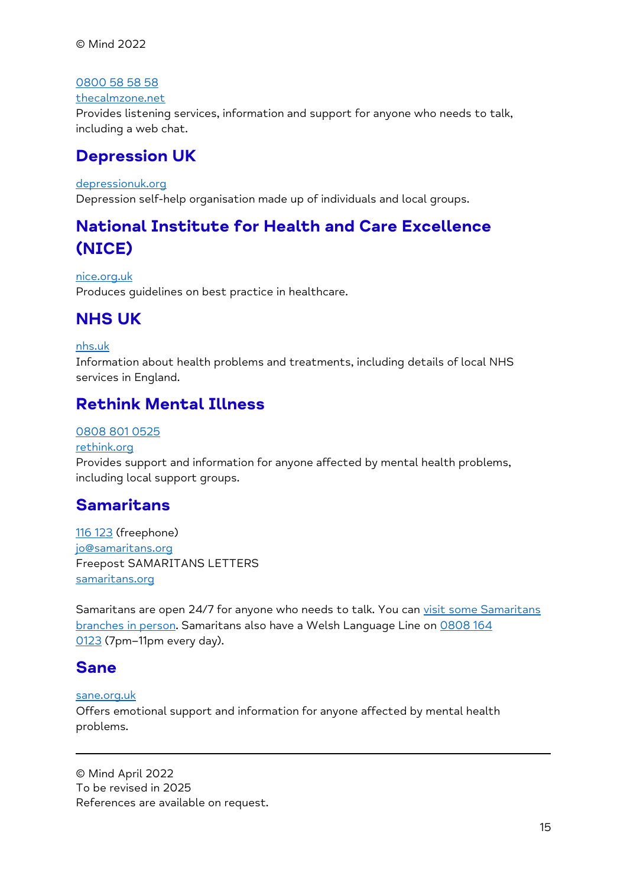0800 58 58 58
thecalmzone.net
Provides listening services, information and support for anyone who needs to talk, including a web chat.

## Depression UK

depressionuk.org
Depression self-help organisation made up of individuals and local groups.

## National Institute for Health and Care Excellence (NICE)

nice.org.uk
Produces guidelines on best practice in healthcare.

## NHS UK

nhs.uk
Information about health problems and treatments, including details of local NHS services in England.

## Rethink Mental Illness

0808 801 0525
rethink.org
Provides support and information for anyone affected by mental health problems, including local support groups.

## Samaritans

116 123 (freephone)
jo@samaritans.org
Freepost SAMARITANS LETTERS
samaritans.org

Samaritans are open 24/7 for anyone who needs to talk. You can visit some Samaritans branches in person. Samaritans also have a Welsh Language Line on 0808 164 0123 (7pm–11pm every day).

## Sane

sane.org.uk
Offers emotional support and information for anyone affected by mental health problems.

---

© Mind April 2022
To be revised in 2025
References are available on request.